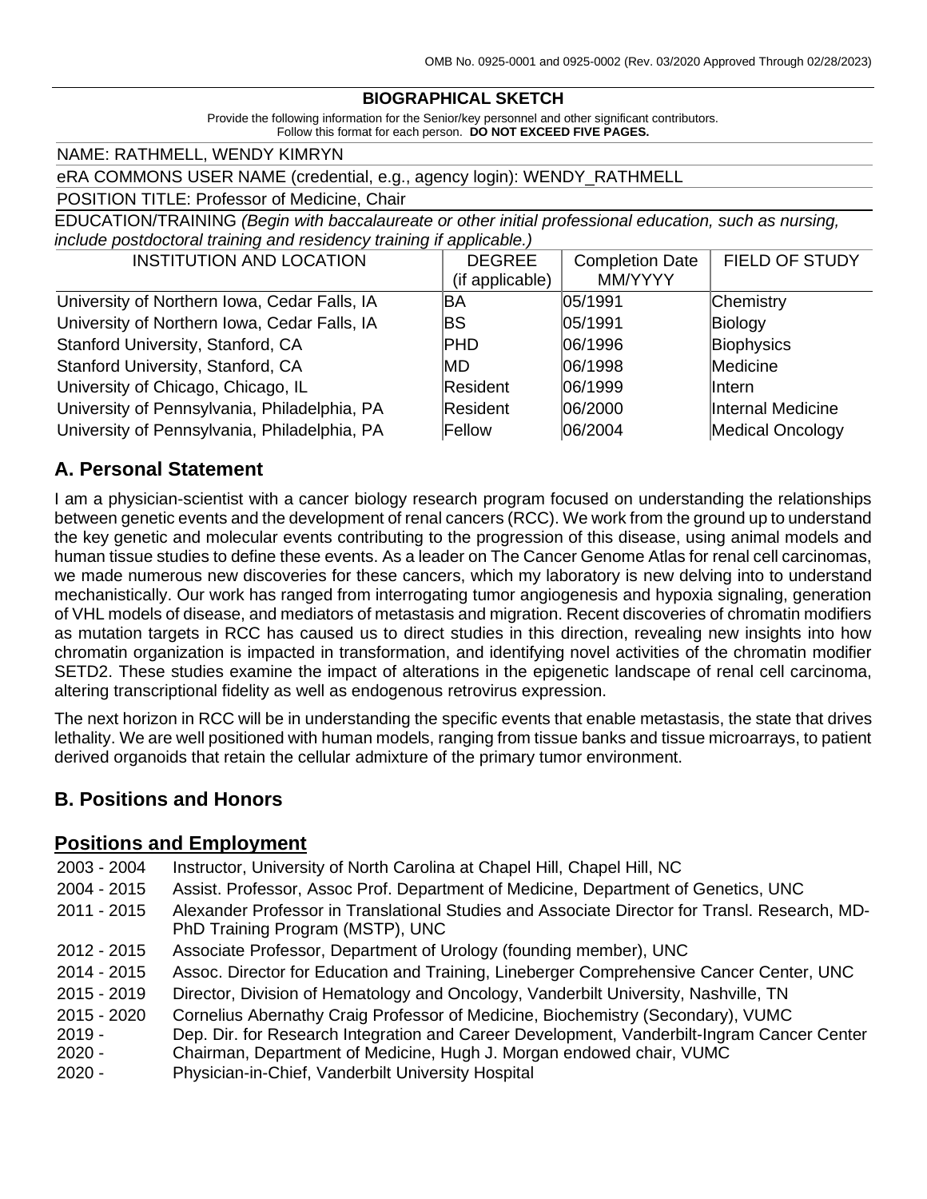OMB No. 0925-0001 and 0925-0002 (Rev. 03/2020 Approved Through 02/28/2023)

**BIOGRAPHICAL SKETCH**

Provide the following information for the Senior/key personnel and other significant contributors.
Follow this format for each person. **DO NOT EXCEED FIVE PAGES.**

NAME: RATHMELL, WENDY KIMRYN

eRA COMMONS USER NAME (credential, e.g., agency login): WENDY_RATHMELL

POSITION TITLE: Professor of Medicine, Chair

EDUCATION/TRAINING *(Begin with baccalaureate or other initial professional education, such as nursing, include postdoctoral training and residency training if applicable.)*

| INSTITUTION AND LOCATION | DEGREE (if applicable) | Completion Date MM/YYYY | FIELD OF STUDY |
|---|---|---|---|
| University of Northern Iowa, Cedar Falls, IA | BA | 05/1991 | Chemistry |
| University of Northern Iowa, Cedar Falls, IA | BS | 05/1991 | Biology |
| Stanford University, Stanford, CA | PHD | 06/1996 | Biophysics |
| Stanford University, Stanford, CA | MD | 06/1998 | Medicine |
| University of Chicago, Chicago, IL | Resident | 06/1999 | Intern |
| University of Pennsylvania, Philadelphia, PA | Resident | 06/2000 | Internal Medicine |
| University of Pennsylvania, Philadelphia, PA | Fellow | 06/2004 | Medical Oncology |

## A. Personal Statement

I am a physician-scientist with a cancer biology research program focused on understanding the relationships between genetic events and the development of renal cancers (RCC). We work from the ground up to understand the key genetic and molecular events contributing to the progression of this disease, using animal models and human tissue studies to define these events. As a leader on The Cancer Genome Atlas for renal cell carcinomas, we made numerous new discoveries for these cancers, which my laboratory is new delving into to understand mechanistically. Our work has ranged from interrogating tumor angiogenesis and hypoxia signaling, generation of VHL models of disease, and mediators of metastasis and migration. Recent discoveries of chromatin modifiers as mutation targets in RCC has caused us to direct studies in this direction, revealing new insights into how chromatin organization is impacted in transformation, and identifying novel activities of the chromatin modifier SETD2. These studies examine the impact of alterations in the epigenetic landscape of renal cell carcinoma, altering transcriptional fidelity as well as endogenous retrovirus expression.

The next horizon in RCC will be in understanding the specific events that enable metastasis, the state that drives lethality. We are well positioned with human models, ranging from tissue banks and tissue microarrays, to patient derived organoids that retain the cellular admixture of the primary tumor environment.

## B. Positions and Honors

### Positions and Employment

2003 - 2004 Instructor, University of North Carolina at Chapel Hill, Chapel Hill, NC

2004 - 2015 Assist. Professor, Assoc Prof. Department of Medicine, Department of Genetics, UNC

2011 - 2015 Alexander Professor in Translational Studies and Associate Director for Transl. Research, MD-PhD Training Program (MSTP), UNC

2012 - 2015 Associate Professor, Department of Urology (founding member), UNC

2014 - 2015 Assoc. Director for Education and Training, Lineberger Comprehensive Cancer Center, UNC

2015 - 2019 Director, Division of Hematology and Oncology, Vanderbilt University, Nashville, TN

2015 - 2020 Cornelius Abernathy Craig Professor of Medicine, Biochemistry (Secondary), VUMC

2019 - Dep. Dir. for Research Integration and Career Development, Vanderbilt-Ingram Cancer Center

2020 - Chairman, Department of Medicine, Hugh J. Morgan endowed chair, VUMC

2020 - Physician-in-Chief, Vanderbilt University Hospital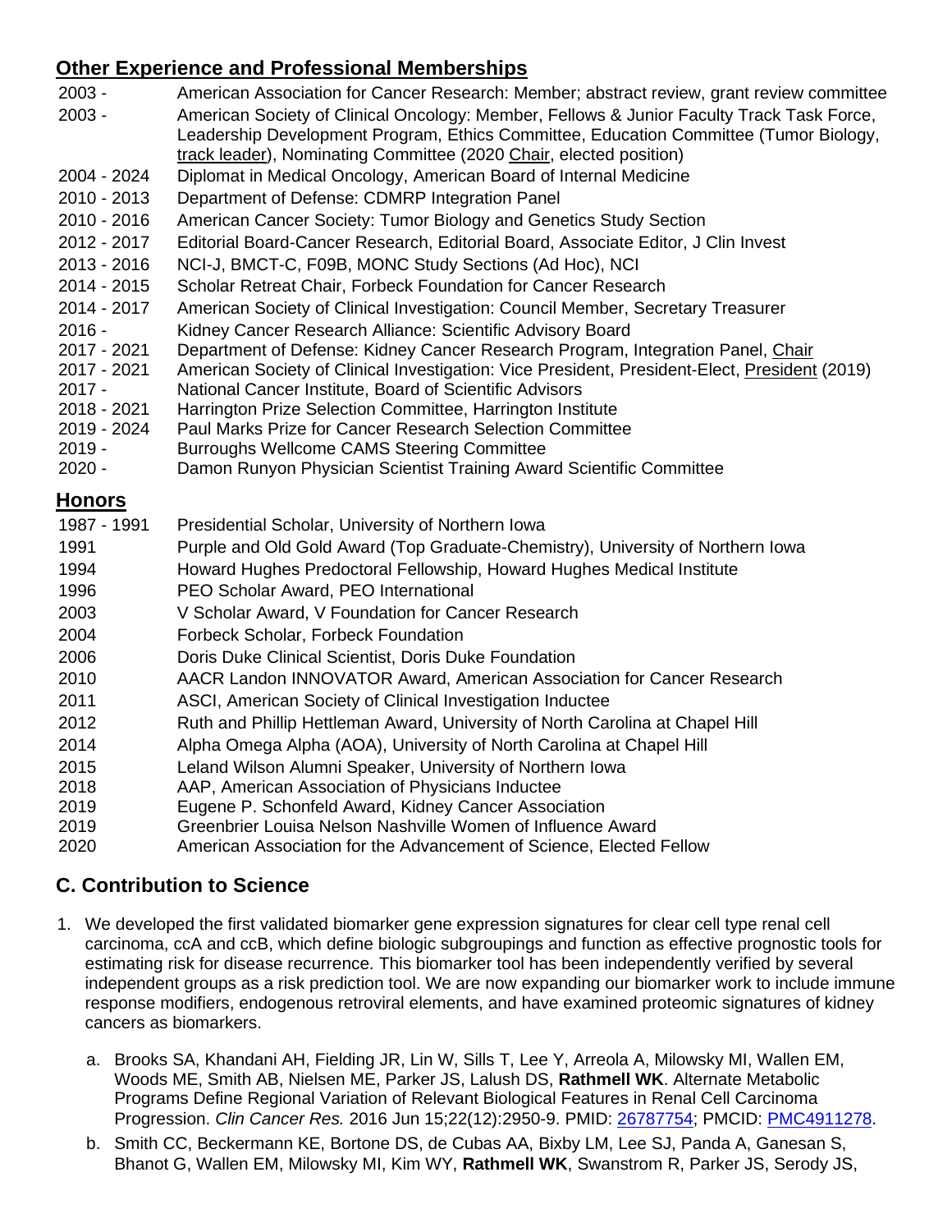## Other Experience and Professional Memberships

| | |
|---|---|
| 2003 - | American Association for Cancer Research: Member; abstract review, grant review committee |
| 2003 - | American Society of Clinical Oncology: Member, Fellows & Junior Faculty Track Task Force, Leadership Development Program, Ethics Committee, Education Committee (Tumor Biology, track leader), Nominating Committee (2020 Chair, elected position) |
| 2004 - 2024 | Diplomat in Medical Oncology, American Board of Internal Medicine |
| 2010 - 2013 | Department of Defense: CDMRP Integration Panel |
| 2010 - 2016 | American Cancer Society: Tumor Biology and Genetics Study Section |
| 2012 - 2017 | Editorial Board-Cancer Research, Editorial Board, Associate Editor, J Clin Invest |
| 2013 - 2016 | NCI-J, BMCT-C, F09B, MONC Study Sections (Ad Hoc), NCI |
| 2014 - 2015 | Scholar Retreat Chair, Forbeck Foundation for Cancer Research |
| 2014 - 2017 | American Society of Clinical Investigation: Council Member, Secretary Treasurer |
| 2016 - | Kidney Cancer Research Alliance: Scientific Advisory Board |
| 2017 - 2021 | Department of Defense: Kidney Cancer Research Program, Integration Panel, Chair |
| 2017 - 2021 | American Society of Clinical Investigation: Vice President, President-Elect, President (2019) |
| 2017 - | National Cancer Institute, Board of Scientific Advisors |
| 2018 - 2021 | Harrington Prize Selection Committee, Harrington Institute |
| 2019 - 2024 | Paul Marks Prize for Cancer Research Selection Committee |
| 2019 - | Burroughs Wellcome CAMS Steering Committee |
| 2020 - | Damon Runyon Physician Scientist Training Award Scientific Committee |

## Honors

| | |
|---|---|
| 1987 - 1991 | Presidential Scholar, University of Northern Iowa |
| 1991 | Purple and Old Gold Award (Top Graduate-Chemistry), University of Northern Iowa |
| 1994 | Howard Hughes Predoctoral Fellowship, Howard Hughes Medical Institute |
| 1996 | PEO Scholar Award, PEO International |
| 2003 | V Scholar Award, V Foundation for Cancer Research |
| 2004 | Forbeck Scholar, Forbeck Foundation |
| 2006 | Doris Duke Clinical Scientist, Doris Duke Foundation |
| 2010 | AACR Landon INNOVATOR Award, American Association for Cancer Research |
| 2011 | ASCI, American Society of Clinical Investigation Inductee |
| 2012 | Ruth and Phillip Hettleman Award, University of North Carolina at Chapel Hill |
| 2014 | Alpha Omega Alpha (AOA), University of North Carolina at Chapel Hill |
| 2015 | Leland Wilson Alumni Speaker, University of Northern Iowa |
| 2018 | AAP, American Association of Physicians Inductee |
| 2019 | Eugene P. Schonfeld Award, Kidney Cancer Association |
| 2019 | Greenbrier Louisa Nelson Nashville Women of Influence Award |
| 2020 | American Association for the Advancement of Science, Elected Fellow |

## C. Contribution to Science

1. We developed the first validated biomarker gene expression signatures for clear cell type renal cell carcinoma, ccA and ccB, which define biologic subgroupings and function as effective prognostic tools for estimating risk for disease recurrence. This biomarker tool has been independently verified by several independent groups as a risk prediction tool. We are now expanding our biomarker work to include immune response modifiers, endogenous retroviral elements, and have examined proteomic signatures of kidney cancers as biomarkers.

   a. Brooks SA, Khandani AH, Fielding JR, Lin W, Sills T, Lee Y, Arreola A, Milowsky MI, Wallen EM, Woods ME, Smith AB, Nielsen ME, Parker JS, Lalush DS, **Rathmell WK**. Alternate Metabolic Programs Define Regional Variation of Relevant Biological Features in Renal Cell Carcinoma Progression. *Clin Cancer Res.* 2016 Jun 15;22(12):2950-9. PMID: 26787754; PMCID: PMC4911278.

   b. Smith CC, Beckermann KE, Bortone DS, de Cubas AA, Bixby LM, Lee SJ, Panda A, Ganesan S, Bhanot G, Wallen EM, Milowsky MI, Kim WY, **Rathmell WK**, Swanstrom R, Parker JS, Serody JS,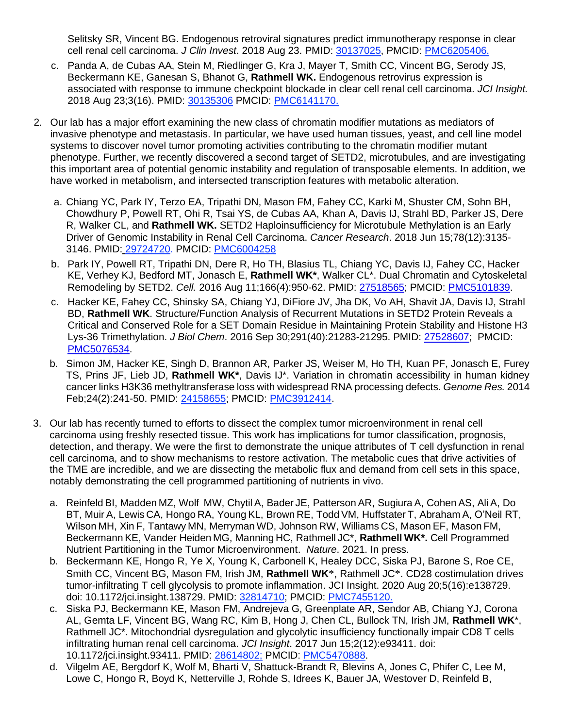Selitsky SR, Vincent BG. Endogenous retroviral signatures predict immunotherapy response in clear cell renal cell carcinoma. *J Clin Invest*. 2018 Aug 23. PMID: 30137025, PMCID: PMC6205406.

c. Panda A, de Cubas AA, Stein M, Riedlinger G, Kra J, Mayer T, Smith CC, Vincent BG, Serody JS, Beckermann KE, Ganesan S, Bhanot G, **Rathmell WK.** Endogenous retrovirus expression is associated with response to immune checkpoint blockade in clear cell renal cell carcinoma. *JCI Insight.* 2018 Aug 23;3(16). PMID: 30135306 PMCID: PMC6141170.

2. Our lab has a major effort examining the new class of chromatin modifier mutations as mediators of invasive phenotype and metastasis. In particular, we have used human tissues, yeast, and cell line model systems to discover novel tumor promoting activities contributing to the chromatin modifier mutant phenotype. Further, we recently discovered a second target of SETD2, microtubules, and are investigating this important area of potential genomic instability and regulation of transposable elements. In addition, we have worked in metabolism, and intersected transcription features with metabolic alteration.

   a. Chiang YC, Park IY, Terzo EA, Tripathi DN, Mason FM, Fahey CC, Karki M, Shuster CM, Sohn BH, Chowdhury P, Powell RT, Ohi R, Tsai YS, de Cubas AA, Khan A, Davis IJ, Strahl BD, Parker JS, Dere R, Walker CL, and **Rathmell WK.** SETD2 Haploinsufficiency for Microtubule Methylation is an Early Driver of Genomic Instability in Renal Cell Carcinoma. *Cancer Research*. 2018 Jun 15;78(12):3135-3146. PMID: 29724720. PMCID: PMC6004258

   b. Park IY, Powell RT, Tripathi DN, Dere R, Ho TH, Blasius TL, Chiang YC, Davis IJ, Fahey CC, Hacker KE, Verhey KJ, Bedford MT, Jonasch E, **Rathmell WK\***, Walker CL\*. Dual Chromatin and Cytoskeletal Remodeling by SETD2. *Cell.* 2016 Aug 11;166(4):950-62. PMID: 27518565; PMCID: PMC5101839.

   c. Hacker KE, Fahey CC, Shinsky SA, Chiang YJ, DiFiore JV, Jha DK, Vo AH, Shavit JA, Davis IJ, Strahl BD, **Rathmell WK**. Structure/Function Analysis of Recurrent Mutations in SETD2 Protein Reveals a Critical and Conserved Role for a SET Domain Residue in Maintaining Protein Stability and Histone H3 Lys-36 Trimethylation. *J Biol Chem*. 2016 Sep 30;291(40):21283-21295. PMID: 27528607; PMCID: PMC5076534.

   b. Simon JM, Hacker KE, Singh D, Brannon AR, Parker JS, Weiser M, Ho TH, Kuan PF, Jonasch E, Furey TS, Prins JF, Lieb JD, **Rathmell WK\***, Davis IJ\*. Variation in chromatin accessibility in human kidney cancer links H3K36 methyltransferase loss with widespread RNA processing defects. *Genome Res.* 2014 Feb;24(2):241-50. PMID: 24158655; PMCID: PMC3912414.

3. Our lab has recently turned to efforts to dissect the complex tumor microenvironment in renal cell carcinoma using freshly resected tissue. This work has implications for tumor classification, prognosis, detection, and therapy. We were the first to demonstrate the unique attributes of T cell dysfunction in renal cell carcinoma, and to show mechanisms to restore activation. The metabolic cues that drive activities of the TME are incredible, and we are dissecting the metabolic flux and demand from cell sets in this space, notably demonstrating the cell programmed partitioning of nutrients in vivo.

   a. Reinfeld BI, Madden MZ, Wolf MW, Chytil A, Bader JE, Patterson AR, Sugiura A, Cohen AS, Ali A, Do BT, Muir A, Lewis CA, Hongo RA, Young KL, Brown RE, Todd VM, Huffstater T, Abraham A, O'Neil RT, Wilson MH, Xin F, Tantawy MN, Merryman WD, Johnson RW, Williams CS, Mason EF, Mason FM, Beckermann KE, Vander Heiden MG, Manning HC, Rathmell JC\*, **Rathmell WK\*.** Cell Programmed Nutrient Partitioning in the Tumor Microenvironment. *Nature*. 2021. In press.

   b. Beckermann KE, Hongo R, Ye X, Young K, Carbonell K, Healey DCC, Siska PJ, Barone S, Roe CE, Smith CC, Vincent BG, Mason FM, Irish JM, **Rathmell WK**\*, Rathmell JC\*. CD28 costimulation drives tumor-infiltrating T cell glycolysis to promote inflammation. JCI Insight. 2020 Aug 20;5(16):e138729. doi: 10.1172/jci.insight.138729. PMID: 32814710; PMCID: PMC7455120.

   c. Siska PJ, Beckermann KE, Mason FM, Andrejeva G, Greenplate AR, Sendor AB, Chiang YJ, Corona AL, Gemta LF, Vincent BG, Wang RC, Kim B, Hong J, Chen CL, Bullock TN, Irish JM, **Rathmell WK**\*, Rathmell JC\*. Mitochondrial dysregulation and glycolytic insufficiency functionally impair CD8 T cells infiltrating human renal cell carcinoma. *JCI Insight*. 2017 Jun 15;2(12):e93411. doi: 10.1172/jci.insight.93411. PMID: 28614802; PMCID: PMC5470888.

   d. Vilgelm AE, Bergdorf K, Wolf M, Bharti V, Shattuck-Brandt R, Blevins A, Jones C, Phifer C, Lee M, Lowe C, Hongo R, Boyd K, Netterville J, Rohde S, Idrees K, Bauer JA, Westover D, Reinfeld B,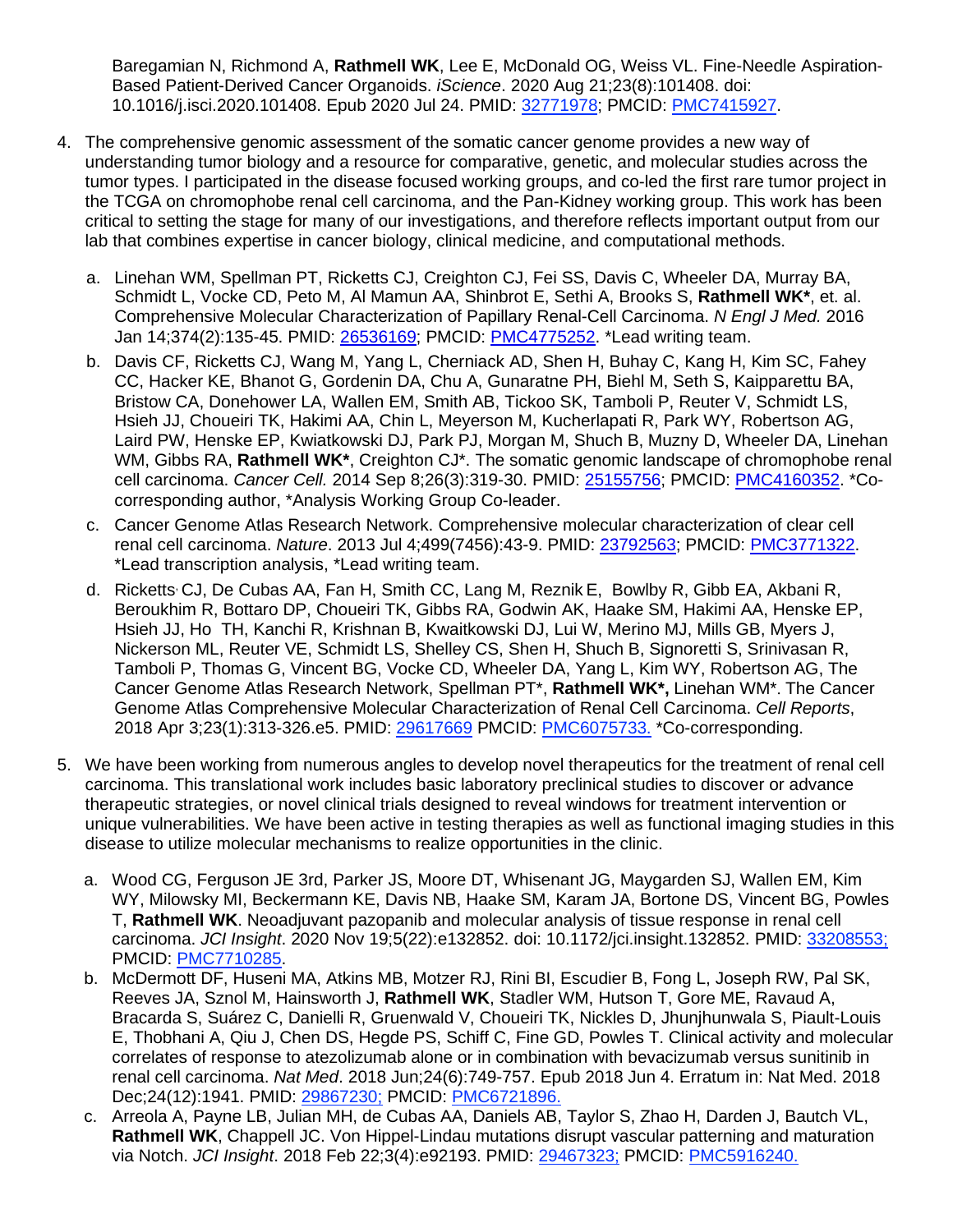Baregamian N, Richmond A, **Rathmell WK**, Lee E, McDonald OG, Weiss VL. Fine-Needle Aspiration-Based Patient-Derived Cancer Organoids. *iScience*. 2020 Aug 21;23(8):101408. doi: 10.1016/j.isci.2020.101408. Epub 2020 Jul 24. PMID: 32771978; PMCID: PMC7415927.

4. The comprehensive genomic assessment of the somatic cancer genome provides a new way of understanding tumor biology and a resource for comparative, genetic, and molecular studies across the tumor types. I participated in the disease focused working groups, and co-led the first rare tumor project in the TCGA on chromophobe renal cell carcinoma, and the Pan-Kidney working group. This work has been critical to setting the stage for many of our investigations, and therefore reflects important output from our lab that combines expertise in cancer biology, clinical medicine, and computational methods.

    a. Linehan WM, Spellman PT, Ricketts CJ, Creighton CJ, Fei SS, Davis C, Wheeler DA, Murray BA, Schmidt L, Vocke CD, Peto M, Al Mamun AA, Shinbrot E, Sethi A, Brooks S, **Rathmell WK***, et. al. Comprehensive Molecular Characterization of Papillary Renal-Cell Carcinoma. *N Engl J Med.* 2016 Jan 14;374(2):135-45. PMID: 26536169; PMCID: PMC4775252. *Lead writing team.
    b. Davis CF, Ricketts CJ, Wang M, Yang L, Cherniack AD, Shen H, Buhay C, Kang H, Kim SC, Fahey CC, Hacker KE, Bhanot G, Gordenin DA, Chu A, Gunaratne PH, Biehl M, Seth S, Kaipparettu BA, Bristow CA, Donehower LA, Wallen EM, Smith AB, Tickoo SK, Tamboli P, Reuter V, Schmidt LS, Hsieh JJ, Choueiri TK, Hakimi AA, Chin L, Meyerson M, Kucherlapati R, Park WY, Robertson AG, Laird PW, Henske EP, Kwiatkowski DJ, Park PJ, Morgan M, Shuch B, Muzny D, Wheeler DA, Linehan WM, Gibbs RA, **Rathmell WK***, Creighton CJ*. The somatic genomic landscape of chromophobe renal cell carcinoma. *Cancer Cell.* 2014 Sep 8;26(3):319-30. PMID: 25155756; PMCID: PMC4160352. *Co-corresponding author, *Analysis Working Group Co-leader.
    c. Cancer Genome Atlas Research Network. Comprehensive molecular characterization of clear cell renal cell carcinoma. *Nature*. 2013 Jul 4;499(7456):43-9. PMID: 23792563; PMCID: PMC3771322. *Lead transcription analysis, *Lead writing team.
    d. Ricketts CJ, De Cubas AA, Fan H, Smith CC, Lang M, Reznik E, Bowlby R, Gibb EA, Akbani R, Beroukhim R, Bottaro DP, Choueiri TK, Gibbs RA, Godwin AK, Haake SM, Hakimi AA, Henske EP, Hsieh JJ, Ho TH, Kanchi R, Krishnan B, Kwaitkowski DJ, Lui W, Merino MJ, Mills GB, Myers J, Nickerson ML, Reuter VE, Schmidt LS, Shelley CS, Shen H, Shuch B, Signoretti S, Srinivasan R, Tamboli P, Thomas G, Vincent BG, Vocke CD, Wheeler DA, Yang L, Kim WY, Robertson AG, The Cancer Genome Atlas Research Network, Spellman PT*, **Rathmell WK*,** Linehan WM*. The Cancer Genome Atlas Comprehensive Molecular Characterization of Renal Cell Carcinoma. *Cell Reports*, 2018 Apr 3;23(1):313-326.e5. PMID: 29617669 PMCID: PMC6075733. *Co-corresponding.

5. We have been working from numerous angles to develop novel therapeutics for the treatment of renal cell carcinoma. This translational work includes basic laboratory preclinical studies to discover or advance therapeutic strategies, or novel clinical trials designed to reveal windows for treatment intervention or unique vulnerabilities. We have been active in testing therapies as well as functional imaging studies in this disease to utilize molecular mechanisms to realize opportunities in the clinic.

    a. Wood CG, Ferguson JE 3rd, Parker JS, Moore DT, Whisenant JG, Maygarden SJ, Wallen EM, Kim WY, Milowsky MI, Beckermann KE, Davis NB, Haake SM, Karam JA, Bortone DS, Vincent BG, Powles T, **Rathmell WK**. Neoadjuvant pazopanib and molecular analysis of tissue response in renal cell carcinoma. *JCI Insight*. 2020 Nov 19;5(22):e132852. doi: 10.1172/jci.insight.132852. PMID: 33208553; PMCID: PMC7710285.
    b. McDermott DF, Huseni MA, Atkins MB, Motzer RJ, Rini BI, Escudier B, Fong L, Joseph RW, Pal SK, Reeves JA, Sznol M, Hainsworth J, **Rathmell WK**, Stadler WM, Hutson T, Gore ME, Ravaud A, Bracarda S, Suárez C, Danielli R, Gruenwald V, Choueiri TK, Nickles D, Jhunjhunwala S, Piault-Louis E, Thobhani A, Qiu J, Chen DS, Hegde PS, Schiff C, Fine GD, Powles T. Clinical activity and molecular correlates of response to atezolizumab alone or in combination with bevacizumab versus sunitinib in renal cell carcinoma. *Nat Med*. 2018 Jun;24(6):749-757. Epub 2018 Jun 4. Erratum in: Nat Med. 2018 Dec;24(12):1941. PMID: 29867230; PMCID: PMC6721896.
    c. Arreola A, Payne LB, Julian MH, de Cubas AA, Daniels AB, Taylor S, Zhao H, Darden J, Bautch VL, **Rathmell WK**, Chappell JC. Von Hippel-Lindau mutations disrupt vascular patterning and maturation via Notch. *JCI Insight*. 2018 Feb 22;3(4):e92193. PMID: 29467323; PMCID: PMC5916240.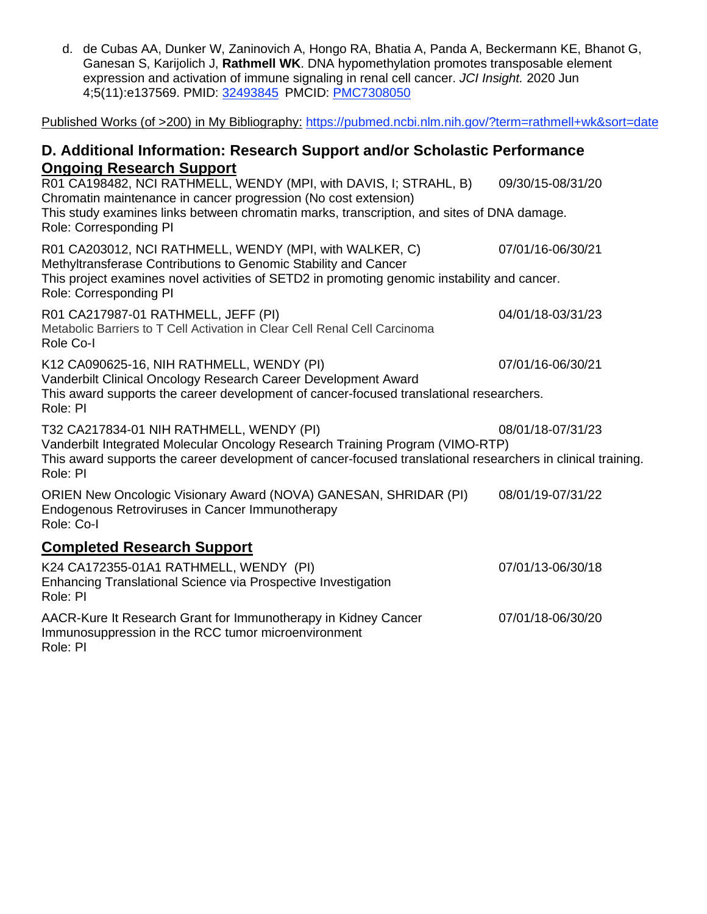d. de Cubas AA, Dunker W, Zaninovich A, Hongo RA, Bhatia A, Panda A, Beckermann KE, Bhanot G, Ganesan S, Karijolich J, **Rathmell WK**. DNA hypomethylation promotes transposable element expression and activation of immune signaling in renal cell cancer. *JCI Insight.* 2020 Jun 4;5(11):e137569. PMID: [32493845](https://pubmed.ncbi.nlm.nih.gov/32493845) PMCID: [PMC7308050](https://www.ncbi.nlm.nih.gov/pmc/articles/PMC7308050)

Published Works (of >200) in My Bibliography: https://pubmed.ncbi.nlm.nih.gov/?term=rathmell+wk&sort=date

## D. Additional Information: Research Support and/or Scholastic Performance

### Ongoing Research Support

R01 CA198482, NCI RATHMELL, WENDY (MPI, with DAVIS, I; STRAHL, B) 09/30/15-08/31/20
Chromatin maintenance in cancer progression (No cost extension)
This study examines links between chromatin marks, transcription, and sites of DNA damage.
Role: Corresponding PI

R01 CA203012, NCI RATHMELL, WENDY (MPI, with WALKER, C) 07/01/16-06/30/21
Methyltransferase Contributions to Genomic Stability and Cancer
This project examines novel activities of SETD2 in promoting genomic instability and cancer.
Role: Corresponding PI

R01 CA217987-01 RATHMELL, JEFF (PI) 04/01/18-03/31/23
Metabolic Barriers to T Cell Activation in Clear Cell Renal Cell Carcinoma
Role Co-I

K12 CA090625-16, NIH RATHMELL, WENDY (PI) 07/01/16-06/30/21
Vanderbilt Clinical Oncology Research Career Development Award
This award supports the career development of cancer-focused translational researchers.
Role: PI

T32 CA217834-01 NIH RATHMELL, WENDY (PI) 08/01/18-07/31/23
Vanderbilt Integrated Molecular Oncology Research Training Program (VIMO-RTP)
This award supports the career development of cancer-focused translational researchers in clinical training.
Role: PI

ORIEN New Oncologic Visionary Award (NOVA) GANESAN, SHRIDAR (PI) 08/01/19-07/31/22
Endogenous Retroviruses in Cancer Immunotherapy
Role: Co-I

### Completed Research Support

K24 CA172355-01A1 RATHMELL, WENDY (PI) 07/01/13-06/30/18
Enhancing Translational Science via Prospective Investigation
Role: PI

AACR-Kure It Research Grant for Immunotherapy in Kidney Cancer 07/01/18-06/30/20
Immunosuppression in the RCC tumor microenvironment
Role: PI